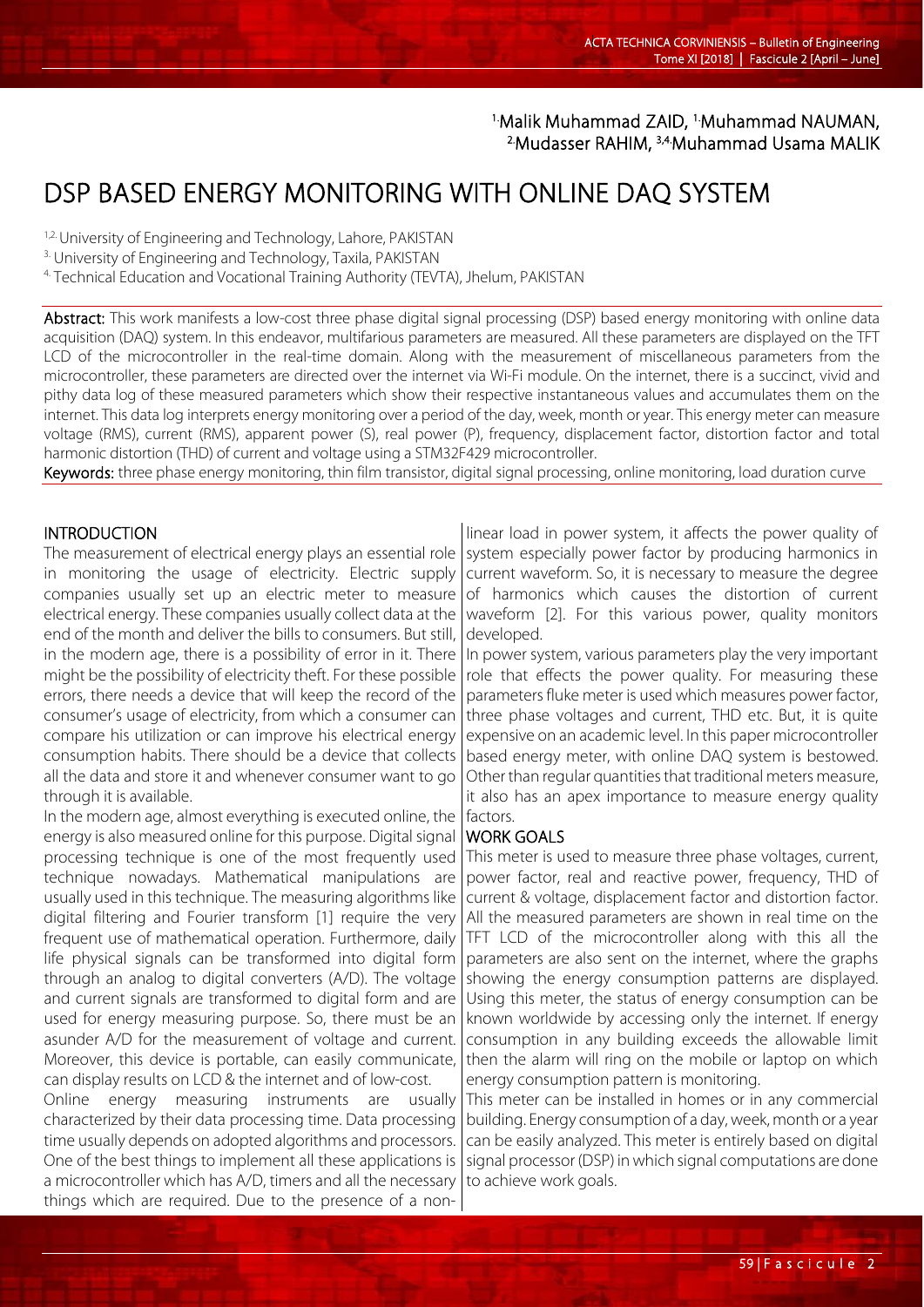[1.]Malik Muhammad ZAID, [1.]Muhammad NAUMAN, [2.]Mudasser RAHIM, [3,4.]Muhammad Usama MALIK

# DSP BASED ENERGY MONITORING WITH ONLINE DAQ SYSTEM

[1,2.] University of Engineering and Technology, Lahore, PAKISTAN
[3.] University of Engineering and Technology, Taxila, PAKISTAN
[4.] Technical Education and Vocational Training Authority (TEVTA), Jhelum, PAKISTAN

**Abstract:** This work manifests a low-cost three phase digital signal processing (DSP) based energy monitoring with online data acquisition (DAQ) system. In this endeavor, multifarious parameters are measured. All these parameters are displayed on the TFT LCD of the microcontroller in the real-time domain. Along with the measurement of miscellaneous parameters from the microcontroller, these parameters are directed over the internet via Wi-Fi module. On the internet, there is a succinct, vivid and pithy data log of these measured parameters which show their respective instantaneous values and accumulates them on the internet. This data log interprets energy monitoring over a period of the day, week, month or year. This energy meter can measure voltage (RMS), current (RMS), apparent power (S), real power (P), frequency, displacement factor, distortion factor and total harmonic distortion (THD) of current and voltage using a STM32F429 microcontroller.

**Keywords:** three phase energy monitoring, thin film transistor, digital signal processing, online monitoring, load duration curve

## INTRODUCTION

The measurement of electrical energy plays an essential role in monitoring the usage of electricity. Electric supply companies usually set up an electric meter to measure electrical energy. These companies usually collect data at the end of the month and deliver the bills to consumers. But still, in the modern age, there is a possibility of error in it. There might be the possibility of electricity theft. For these possible errors, there needs a device that will keep the record of the consumer's usage of electricity, from which a consumer can compare his utilization or can improve his electrical energy consumption habits. There should be a device that collects all the data and store it and whenever consumer want to go through it is available.

In the modern age, almost everything is executed online, the energy is also measured online for this purpose. Digital signal processing technique is one of the most frequently used technique nowadays. Mathematical manipulations are usually used in this technique. The measuring algorithms like digital filtering and Fourier transform [1] require the very frequent use of mathematical operation. Furthermore, daily life physical signals can be transformed into digital form through an analog to digital converters (A/D). The voltage and current signals are transformed to digital form and are used for energy measuring purpose. So, there must be an asunder A/D for the measurement of voltage and current. Moreover, this device is portable, can easily communicate, can display results on LCD & the internet and of low-cost.

Online energy measuring instruments are usually characterized by their data processing time. Data processing time usually depends on adopted algorithms and processors. One of the best things to implement all these applications is a microcontroller which has A/D, timers and all the necessary things which are required. Due to the presence of a non-linear load in power system, it affects the power quality of system especially power factor by producing harmonics in current waveform. So, it is necessary to measure the degree of harmonics which causes the distortion of current waveform [2]. For this various power, quality monitors developed.

In power system, various parameters play the very important role that effects the power quality. For measuring these parameters fluke meter is used which measures power factor, three phase voltages and current, THD etc. But, it is quite expensive on an academic level. In this paper microcontroller based energy meter, with online DAQ system is bestowed. Other than regular quantities that traditional meters measure, it also has an apex importance to measure energy quality factors.

## WORK GOALS

This meter is used to measure three phase voltages, current, power factor, real and reactive power, frequency, THD of current & voltage, displacement factor and distortion factor. All the measured parameters are shown in real time on the TFT LCD of the microcontroller along with this all the parameters are also sent on the internet, where the graphs showing the energy consumption patterns are displayed. Using this meter, the status of energy consumption can be known worldwide by accessing only the internet. If energy consumption in any building exceeds the allowable limit then the alarm will ring on the mobile or laptop on which energy consumption pattern is monitoring.

This meter can be installed in homes or in any commercial building. Energy consumption of a day, week, month or a year can be easily analyzed. This meter is entirely based on digital signal processor (DSP) in which signal computations are done to achieve work goals.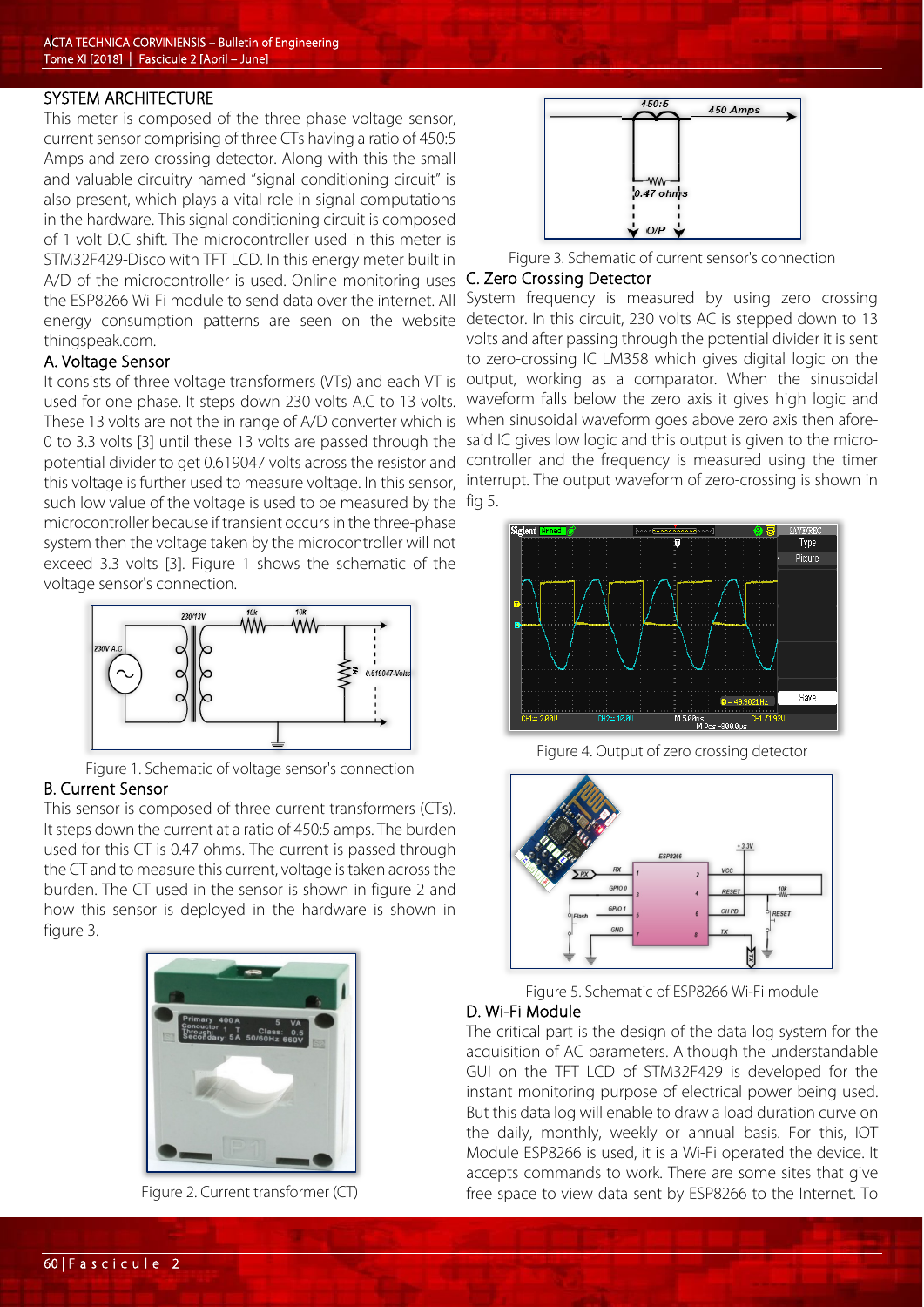## SYSTEM ARCHITECTURE

This meter is composed of the three-phase voltage sensor, current sensor comprising of three CTs having a ratio of 450:5 Amps and zero crossing detector. Along with this the small and valuable circuitry named "signal conditioning circuit" is also present, which plays a vital role in signal computations in the hardware. This signal conditioning circuit is composed of 1-volt D.C shift. The microcontroller used in this meter is STM32F429-Disco with TFT LCD. In this energy meter built in A/D of the microcontroller is used. Online monitoring uses the ESP8266 Wi-Fi module to send data over the internet. All energy consumption patterns are seen on the website thingspeak.com.

### A. Voltage Sensor

It consists of three voltage transformers (VTs) and each VT is used for one phase. It steps down 230 volts A.C to 13 volts. These 13 volts are not the in range of A/D converter which is 0 to 3.3 volts [3] until these 13 volts are passed through the potential divider to get 0.619047 volts across the resistor and this voltage is further used to measure voltage. In this sensor, such low value of the voltage is used to be measured by the microcontroller because if transient occurs in the three-phase system then the voltage taken by the microcontroller will not exceed 3.3 volts [3]. Figure 1 shows the schematic of the voltage sensor's connection.

Figure 1. Schematic of voltage sensor's connection

### B. Current Sensor

This sensor is composed of three current transformers (CTs). It steps down the current at a ratio of 450:5 amps. The burden used for this CT is 0.47 ohms. The current is passed through the CT and to measure this current, voltage is taken across the burden. The CT used in the sensor is shown in figure 2 and how this sensor is deployed in the hardware is shown in figure 3.

Figure 2. Current transformer (CT)

Figure 3. Schematic of current sensor's connection

### C. Zero Crossing Detector

System frequency is measured by using zero crossing detector. In this circuit, 230 volts AC is stepped down to 13 volts and after passing through the potential divider it is sent to zero-crossing IC LM358 which gives digital logic on the output, working as a comparator. When the sinusoidal waveform falls below the zero axis it gives high logic and when sinusoidal waveform goes above zero axis then afore-said IC gives low logic and this output is given to the micro-controller and the frequency is measured using the timer interrupt. The output waveform of zero-crossing is shown in fig 5.

Figure 4. Output of zero crossing detector

Figure 5. Schematic of ESP8266 Wi-Fi module

### D. Wi-Fi Module

The critical part is the design of the data log system for the acquisition of AC parameters. Although the understandable GUI on the TFT LCD of STM32F429 is developed for the instant monitoring purpose of electrical power being used. But this data log will enable to draw a load duration curve on the daily, monthly, weekly or annual basis. For this, IOT Module ESP8266 is used, it is a Wi-Fi operated the device. It accepts commands to work. There are some sites that give free space to view data sent by ESP8266 to the Internet. To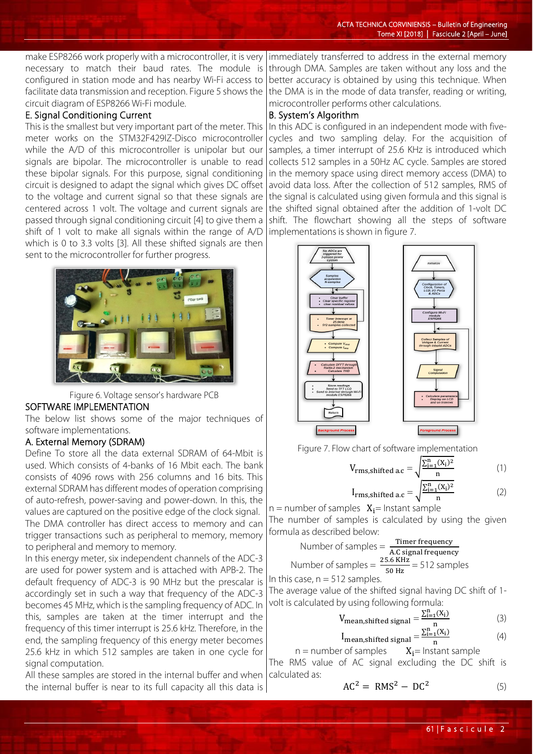make ESP8266 work properly with a microcontroller, it is very necessary to match their baud rates. The module is configured in station mode and has nearby Wi-Fi access to facilitate data transmission and reception. Figure 5 shows the circuit diagram of ESP8266 Wi-Fi module.

### E. Signal Conditioning Current

This is the smallest but very important part of the meter. This meter works on the STM32F429IZ-Disco microcontroller while the A/D of this microcontroller is unipolar but our signals are bipolar. The microcontroller is unable to read these bipolar signals. For this purpose, signal conditioning circuit is designed to adapt the signal which gives DC offset to the voltage and current signal so that these signals are centered across 1 volt. The voltage and current signals are passed through signal conditioning circuit [4] to give them a shift of 1 volt to make all signals within the range of A/D which is 0 to 3.3 volts [3]. All these shifted signals are then sent to the microcontroller for further progress.

Figure 6. Voltage sensor's hardware PCB

## SOFTWARE IMPLEMENTATION

The below list shows some of the major techniques of software implementations.

### A. External Memory (SDRAM)

Define To store all the data external SDRAM of 64-Mbit is used. Which consists of 4-banks of 16 Mbit each. The bank consists of 4096 rows with 256 columns and 16 bits. This external SDRAM has different modes of operation comprising of auto-refresh, power-saving and power-down. In this, the values are captured on the positive edge of the clock signal. The DMA controller has direct access to memory and can trigger transactions such as peripheral to memory, memory to peripheral and memory to memory.

In this energy meter, six independent channels of the ADC-3 are used for power system and is attached with APB-2. The default frequency of ADC-3 is 90 MHz but the prescalar is accordingly set in such a way that frequency of the ADC-3 becomes 45 MHz, which is the sampling frequency of ADC. In this, samples are taken at the timer interrupt and the frequency of this timer interrupt is 25.6 kHz. Therefore, in the end, the sampling frequency of this energy meter becomes 25.6 kHz in which 512 samples are taken in one cycle for signal computation.

All these samples are stored in the internal buffer and when the internal buffer is near to its full capacity all this data is immediately transferred to address in the external memory through DMA. Samples are taken without any loss and the better accuracy is obtained by using this technique. When the DMA is in the mode of data transfer, reading or writing, microcontroller performs other calculations.

### B. System's Algorithm

In this ADC is configured in an independent mode with five-cycles and two sampling delay. For the acquisition of samples, a timer interrupt of 25.6 KHz is introduced which collects 512 samples in a 50Hz AC cycle. Samples are stored in the memory space using direct memory access (DMA) to avoid data loss. After the collection of 512 samples, RMS of the signal is calculated using given formula and this signal is the shifted signal obtained after the addition of 1-volt DC shift. The flowchart showing all the steps of software implementations is shown in figure 7.

Figure 7. Flow chart of software implementation

$$V_{\text{rms,shifted a.c}} = \sqrt{\frac{\sum_{i=1}^{n}(X_i)^2}{n}} \quad (1)$$

$$I_{\text{rms,shifted a.c}} = \sqrt{\frac{\sum_{i=1}^{n}(X_i)^2}{n}} \quad (2)$$

n = number of samples $X_i$= Instant sample

The number of samples is calculated by using the given formula as described below:

$$\text{Number of samples} = \frac{\text{Timer frequency}}{\text{A.C signal frequency}}$$

$$\text{Number of samples} = \frac{25.6\ \text{KHz}}{50\ \text{Hz}} = 512\ \text{samples}$$

In this case, n = 512 samples.

The average value of the shifted signal having DC shift of 1-volt is calculated by using following formula:

$$V_{\text{mean,shifted signal}} = \frac{\sum_{i=1}^{n}(X_i)}{n} \quad (3)$$

$$I_{\text{mean,shifted signal}} = \frac{\sum_{i=1}^{n}(X_i)}{n} \quad (4)$$

n = number of samples $X_i$= Instant sample

The RMS value of AC signal excluding the DC shift is calculated as:

$$AC^2 = RMS^2 - DC^2 \quad (5)$$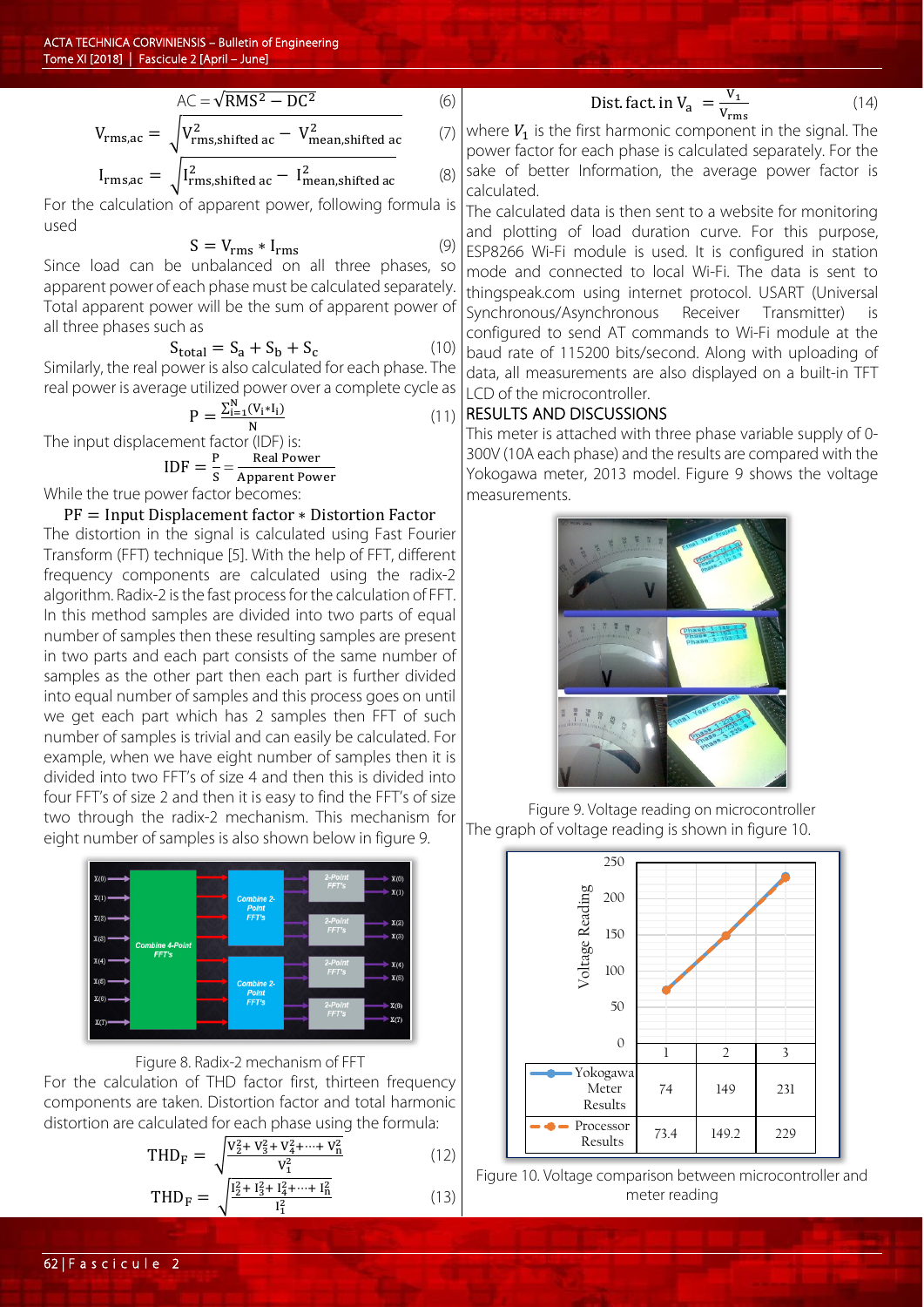$$AC = \sqrt{RMS^2 - DC^2} \quad (6)$$

$$V_{rms,ac} = \sqrt{V^2_{rms,shifted\ ac} - V^2_{mean,shifted\ ac}} \quad (7)$$

$$I_{rms,ac} = \sqrt{I^2_{rms,shifted\ ac} - I^2_{mean,shifted\ ac}} \quad (8)$$

For the calculation of apparent power, following formula is used

$$S = V_{rms} * I_{rms} \quad (9)$$

Since load can be unbalanced on all three phases, so apparent power of each phase must be calculated separately. Total apparent power will be the sum of apparent power of all three phases such as

$$S_{total} = S_a + S_b + S_c \quad (10)$$

Similarly, the real power is also calculated for each phase. The real power is average utilized power over a complete cycle as

$$P = \frac{\sum_{i=1}^{N}(V_i * I_i)}{N} \quad (11)$$

The input displacement factor (IDF) is:

$$IDF = \frac{P}{S} = \frac{\text{Real Power}}{\text{Apparent Power}}$$

While the true power factor becomes:

$$PF = \text{Input Displacement factor} * \text{Distortion Factor}$$

The distortion in the signal is calculated using Fast Fourier Transform (FFT) technique [5]. With the help of FFT, different frequency components are calculated using the radix-2 algorithm. Radix-2 is the fast process for the calculation of FFT. In this method samples are divided into two parts of equal number of samples then these resulting samples are present in two parts and each part consists of the same number of samples as the other part then each part is further divided into equal number of samples and this process goes on until we get each part which has 2 samples then FFT of such number of samples is trivial and can easily be calculated. For example, when we have eight number of samples then it is divided into two FFT's of size 4 and then this is divided into four FFT's of size 2 and then it is easy to find the FFT's of size two through the radix-2 mechanism. This mechanism for eight number of samples is also shown below in figure 9.

Figure 8. Radix-2 mechanism of FFT

For the calculation of THD factor first, thirteen frequency components are taken. Distortion factor and total harmonic distortion are calculated for each phase using the formula:

$$THD_F = \sqrt{\frac{V_2^2 + V_3^2 + V_4^2 + \cdots + V_n^2}{V_1^2}} \quad (12)$$

$$THD_F = \sqrt{\frac{I_2^2 + I_3^2 + I_4^2 + \cdots + I_n^2}{I_1^2}} \quad (13)$$

$$\text{Dist. fact. in } V_a = \frac{V_1}{V_{rms}} \quad (14)$$

where $V_1$ is the first harmonic component in the signal. The power factor for each phase is calculated separately. For the sake of better Information, the average power factor is calculated.

The calculated data is then sent to a website for monitoring and plotting of load duration curve. For this purpose, ESP8266 Wi-Fi module is used. It is configured in station mode and connected to local Wi-Fi. The data is sent to thingspeak.com using internet protocol. USART (Universal Synchronous/Asynchronous Receiver Transmitter) is configured to send AT commands to Wi-Fi module at the baud rate of 115200 bits/second. Along with uploading of data, all measurements are also displayed on a built-in TFT LCD of the microcontroller.

## RESULTS AND DISCUSSIONS

This meter is attached with three phase variable supply of 0-300V (10A each phase) and the results are compared with the Yokogawa meter, 2013 model. Figure 9 shows the voltage measurements.

Figure 9. Voltage reading on microcontroller

The graph of voltage reading is shown in figure 10.

| | 1 | 2 | 3 |
|---|---|---|---|
| Yokogawa Meter Results | 74 | 149 | 231 |
| Processor Results | 73.4 | 149.2 | 229 |

Figure 10. Voltage comparison between microcontroller and meter reading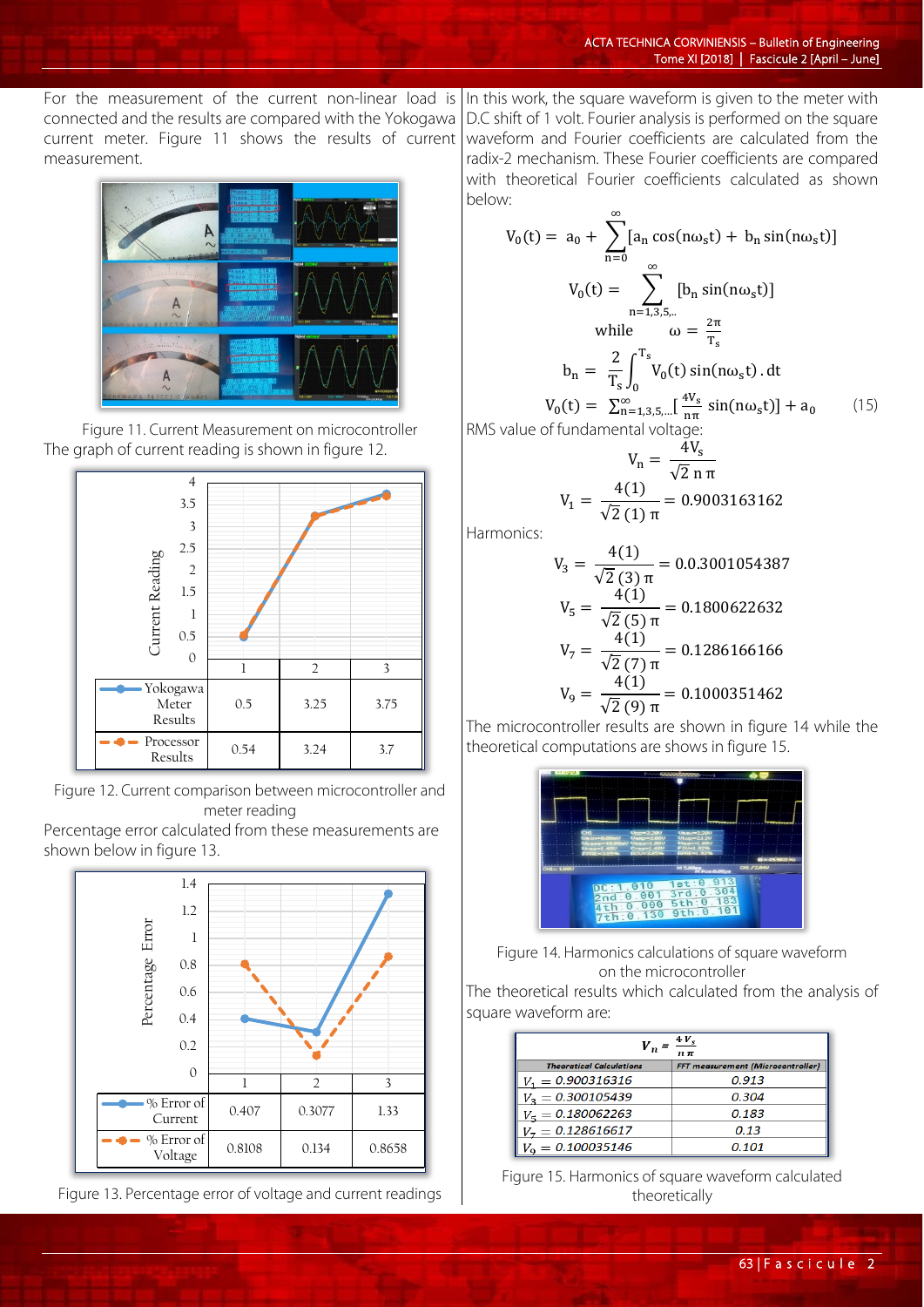For the measurement of the current non-linear load is connected and the results are compared with the Yokogawa current meter. Figure 11 shows the results of current measurement.

Figure 11. Current Measurement on microcontroller

The graph of current reading is shown in figure 12.

| | 1 | 2 | 3 |
|---|---|---|---|
| Yokogawa Meter Results | 0.5 | 3.25 | 3.75 |
| Processor Results | 0.54 | 3.24 | 3.7 |

Figure 12. Current comparison between microcontroller and meter reading

Percentage error calculated from these measurements are shown below in figure 13.

| | 1 | 2 | 3 |
|---|---|---|---|
| % Error of Current | 0.407 | 0.3077 | 1.33 |
| % Error of Voltage | 0.8108 | 0.134 | 0.8658 |

Figure 13. Percentage error of voltage and current readings

In this work, the square waveform is given to the meter with D.C shift of 1 volt. Fourier analysis is performed on the square waveform and Fourier coefficients are calculated from the radix-2 mechanism. These Fourier coefficients are compared with theoretical Fourier coefficients calculated as shown below:

$$V_0(t) = a_0 + \sum_{n=0}^{\infty}[a_n \cos(n\omega_s t) + b_n \sin(n\omega_s t)]$$

$$V_0(t) = \sum_{n=1,3,5,..}^{\infty}[b_n \sin(n\omega_s t)]$$

$$\text{while} \quad \omega = \frac{2\pi}{T_s}$$

$$b_n = \frac{2}{T_s}\int_0^{T_s} V_0(t)\sin(n\omega_s t)\,.dt$$

$$V_0(t) = \sum_{n=1,3,5,...}^{\infty}\left[\frac{4V_s}{n\pi}\sin(n\omega_s t)\right] + a_0 \qquad (15)$$

RMS value of fundamental voltage:

$$V_n = \frac{4V_s}{\sqrt{2}\,n\,\pi}$$

$$V_1 = \frac{4(1)}{\sqrt{2}\,(1)\,\pi} = 0.9003163162$$

Harmonics:

$$V_3 = \frac{4(1)}{\sqrt{2}\,(3)\,\pi} = 0.0.3001054387$$

$$V_5 = \frac{4(1)}{\sqrt{2}\,(5)\,\pi} = 0.1800622632$$

$$V_7 = \frac{4(1)}{\sqrt{2}\,(7)\,\pi} = 0.1286166166$$

$$V_9 = \frac{4(1)}{\sqrt{2}\,(9)\,\pi} = 0.1000351462$$

The microcontroller results are shown in figure 14 while the theoretical computations are shows in figure 15.

Figure 14. Harmonics calculations of square waveform on the microcontroller

The theoretical results which calculated from the analysis of square waveform are:

| $V_n = \frac{4V_s}{n\pi}$ | |
|---|---|
| Theoretical Calculations | FFT measurement (Microcontroller) |
| $V_1 = 0.900316316$ | 0.913 |
| $V_3 = 0.300105439$ | 0.304 |
| $V_5 = 0.180062263$ | 0.183 |
| $V_7 = 0.128616617$ | 0.13 |
| $V_9 = 0.100035146$ | 0.101 |

Figure 15. Harmonics of square waveform calculated theoretically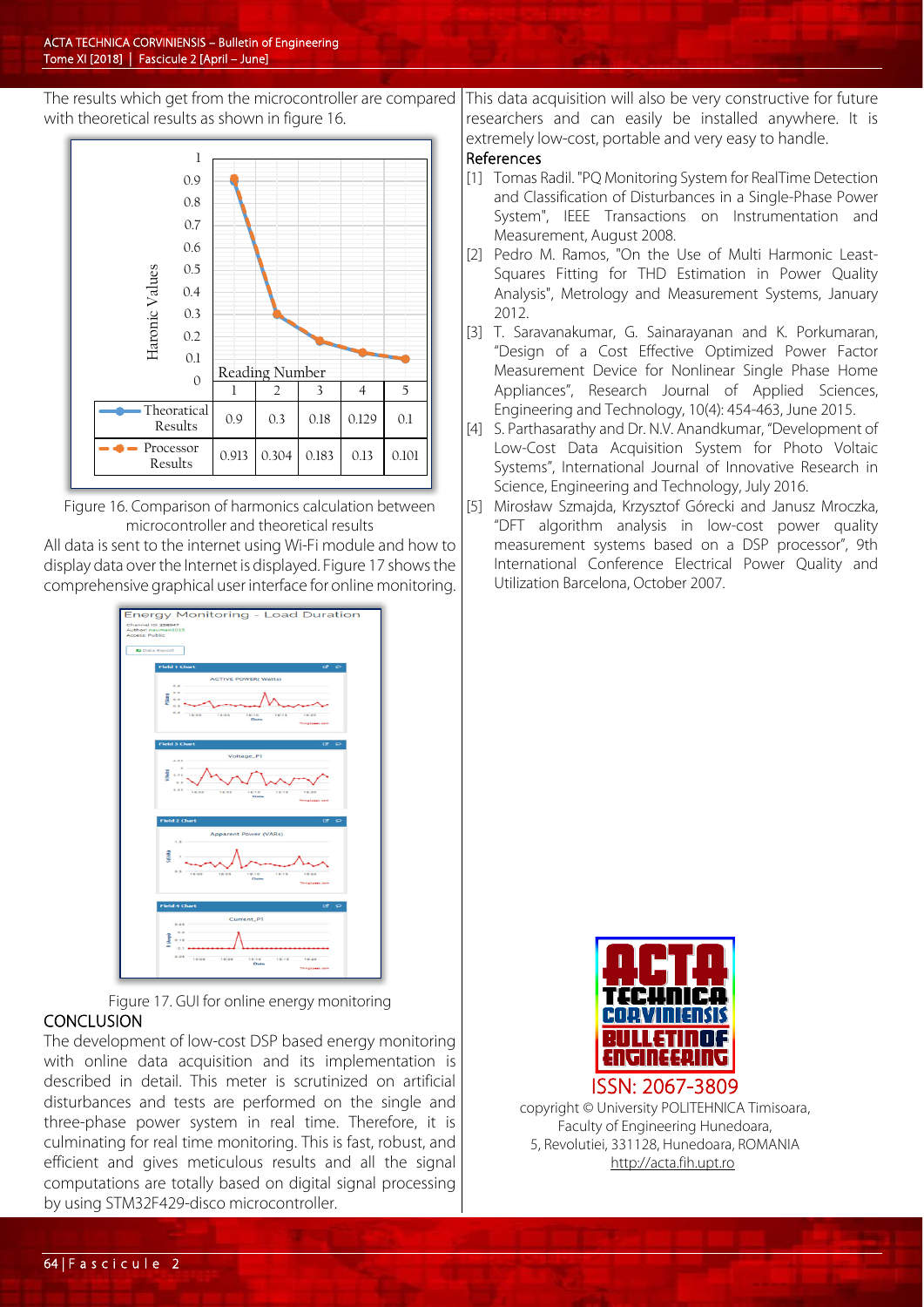The results which get from the microcontroller are compared with theoretical results as shown in figure 16.

Haronic Values

1
0.9
0.8
0.7
0.6
0.5
0.4
0.3
0.2
0.1
0

Reading Number

1 2 3 4 5

Theoratical Results 0.9 0.3 0.18 0.129 0.1

Processor Results 0.913 0.304 0.183 0.13 0.101

Figure 16. Comparison of harmonics calculation between microcontroller and theoretical results

All data is sent to the internet using Wi-Fi module and how to display data over the Internet is displayed. Figure 17 shows the comprehensive graphical user interface for online monitoring.

Figure 17. GUI for online energy monitoring

## CONCLUSION

The development of low-cost DSP based energy monitoring with online data acquisition and its implementation is described in detail. This meter is scrutinized on artificial disturbances and tests are performed on the single and three-phase power system in real time. Therefore, it is culminating for real time monitoring. This is fast, robust, and efficient and gives meticulous results and all the signal computations are totally based on digital signal processing by using STM32F429-disco microcontroller.

This data acquisition will also be very constructive for future researchers and can easily be installed anywhere. It is extremely low-cost, portable and very easy to handle.

## References

[1] Tomas Radil. "PQ Monitoring System for RealTime Detection and Classification of Disturbances in a Single-Phase Power System", IEEE Transactions on Instrumentation and Measurement, August 2008.

[2] Pedro M. Ramos, "On the Use of Multi Harmonic Least-Squares Fitting for THD Estimation in Power Quality Analysis", Metrology and Measurement Systems, January 2012.

[3] T. Saravanakumar, G. Sainarayanan and K. Porkumaran, "Design of a Cost Effective Optimized Power Factor Measurement Device for Nonlinear Single Phase Home Appliances", Research Journal of Applied Sciences, Engineering and Technology, 10(4): 454-463, June 2015.

[4] S. Parthasarathy and Dr. N.V. Anandkumar, "Development of Low-Cost Data Acquisition System for Photo Voltaic Systems", International Journal of Innovative Research in Science, Engineering and Technology, July 2016.

[5] Mirosław Szmajda, Krzysztof Górecki and Janusz Mroczka, "DFT algorithm analysis in low-cost power quality measurement systems based on a DSP processor", 9th International Conference Electrical Power Quality and Utilization Barcelona, October 2007.

ISSN: 2067-3809
copyright © University POLITEHNICA Timisoara,
Faculty of Engineering Hunedoara,
5, Revolutiei, 331128, Hunedoara, ROMANIA
http://acta.fih.upt.ro